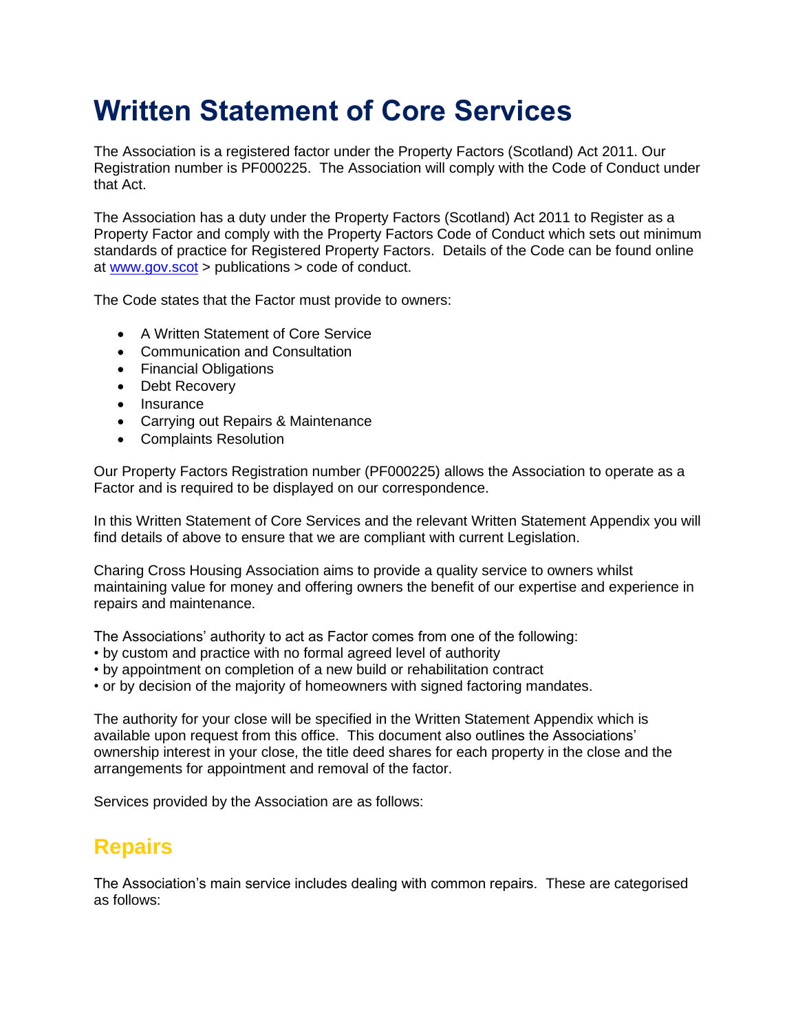# Written Statement of Core Services

The Association is a registered factor under the Property Factors (Scotland) Act 2011. Our Registration number is PF000225. The Association will comply with the Code of Conduct under that Act.

The Association has a duty under the Property Factors (Scotland) Act 2011 to Register as a Property Factor and comply with the Property Factors Code of Conduct which sets out minimum standards of practice for Registered Property Factors. Details of the Code can be found online at [www.gov.scot](http://www.gov.scot) > publications > code of conduct.

The Code states that the Factor must provide to owners:

- A Written Statement of Core Service
- Communication and Consultation
- Financial Obligations
- Debt Recovery
- Insurance
- Carrying out Repairs & Maintenance
- Complaints Resolution

Our Property Factors Registration number (PF000225) allows the Association to operate as a Factor and is required to be displayed on our correspondence.

In this Written Statement of Core Services and the relevant Written Statement Appendix you will find details of above to ensure that we are compliant with current Legislation.

Charing Cross Housing Association aims to provide a quality service to owners whilst maintaining value for money and offering owners the benefit of our expertise and experience in repairs and maintenance.

The Associations' authority to act as Factor comes from one of the following:
• by custom and practice with no formal agreed level of authority
• by appointment on completion of a new build or rehabilitation contract
• or by decision of the majority of homeowners with signed factoring mandates.

The authority for your close will be specified in the Written Statement Appendix which is available upon request from this office. This document also outlines the Associations' ownership interest in your close, the title deed shares for each property in the close and the arrangements for appointment and removal of the factor.

Services provided by the Association are as follows:

## Repairs

The Association's main service includes dealing with common repairs. These are categorised as follows: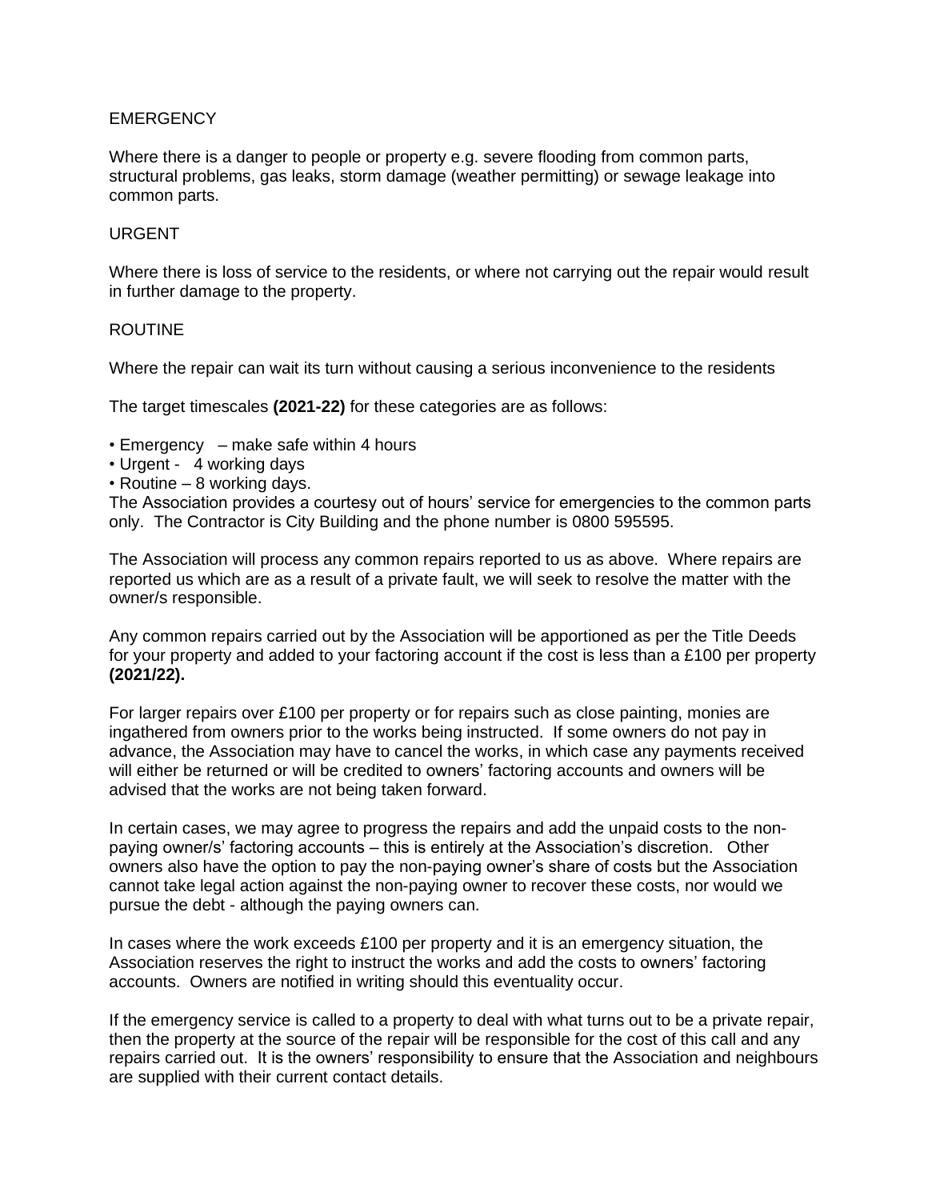EMERGENCY

Where there is a danger to people or property e.g. severe flooding from common parts, structural problems, gas leaks, storm damage (weather permitting) or sewage leakage into common parts.

URGENT

Where there is loss of service to the residents, or where not carrying out the repair would result in further damage to the property.

ROUTINE

Where the repair can wait its turn without causing a serious inconvenience to the residents

The target timescales **(2021-22)** for these categories are as follows:

- Emergency – make safe within 4 hours
- Urgent - 4 working days
- Routine – 8 working days.

The Association provides a courtesy out of hours' service for emergencies to the common parts only. The Contractor is City Building and the phone number is 0800 595595.

The Association will process any common repairs reported to us as above. Where repairs are reported us which are as a result of a private fault, we will seek to resolve the matter with the owner/s responsible.

Any common repairs carried out by the Association will be apportioned as per the Title Deeds for your property and added to your factoring account if the cost is less than a £100 per property **(2021/22).**

For larger repairs over £100 per property or for repairs such as close painting, monies are ingathered from owners prior to the works being instructed. If some owners do not pay in advance, the Association may have to cancel the works, in which case any payments received will either be returned or will be credited to owners' factoring accounts and owners will be advised that the works are not being taken forward.

In certain cases, we may agree to progress the repairs and add the unpaid costs to the non-paying owner/s' factoring accounts – this is entirely at the Association's discretion. Other owners also have the option to pay the non-paying owner's share of costs but the Association cannot take legal action against the non-paying owner to recover these costs, nor would we pursue the debt - although the paying owners can.

In cases where the work exceeds £100 per property and it is an emergency situation, the Association reserves the right to instruct the works and add the costs to owners' factoring accounts. Owners are notified in writing should this eventuality occur.

If the emergency service is called to a property to deal with what turns out to be a private repair, then the property at the source of the repair will be responsible for the cost of this call and any repairs carried out. It is the owners' responsibility to ensure that the Association and neighbours are supplied with their current contact details.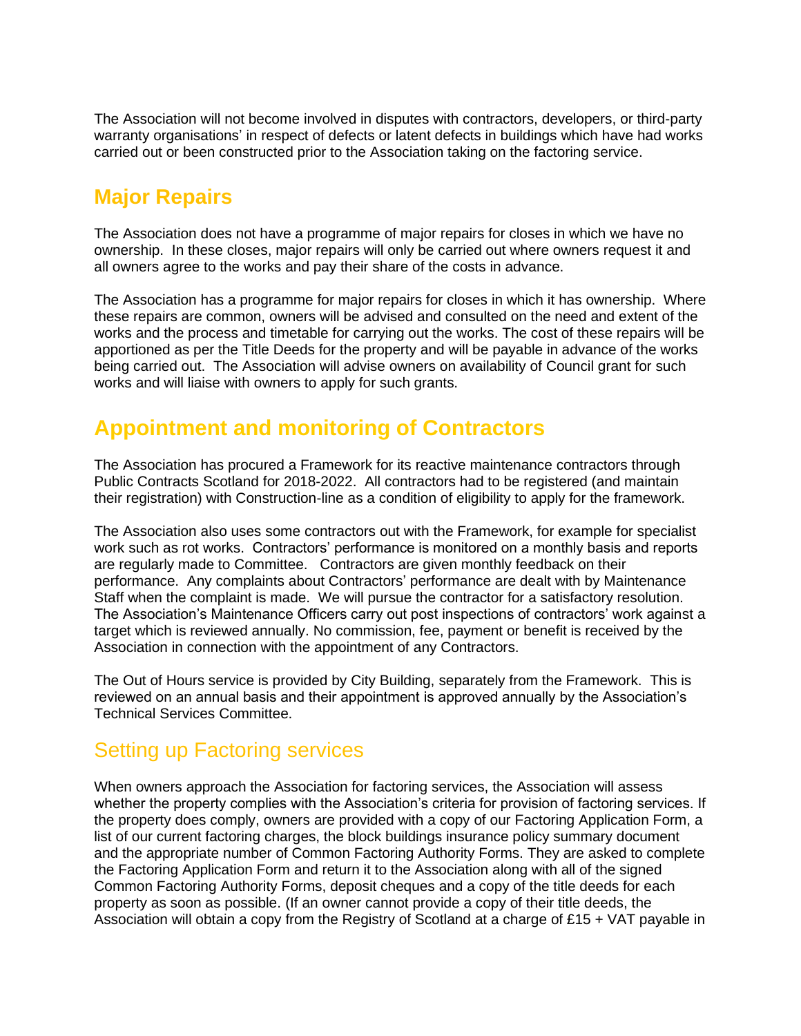The Association will not become involved in disputes with contractors, developers, or third-party warranty organisations' in respect of defects or latent defects in buildings which have had works carried out or been constructed prior to the Association taking on the factoring service.

## Major Repairs

The Association does not have a programme of major repairs for closes in which we have no ownership. In these closes, major repairs will only be carried out where owners request it and all owners agree to the works and pay their share of the costs in advance.

The Association has a programme for major repairs for closes in which it has ownership. Where these repairs are common, owners will be advised and consulted on the need and extent of the works and the process and timetable for carrying out the works. The cost of these repairs will be apportioned as per the Title Deeds for the property and will be payable in advance of the works being carried out. The Association will advise owners on availability of Council grant for such works and will liaise with owners to apply for such grants.

## Appointment and monitoring of Contractors

The Association has procured a Framework for its reactive maintenance contractors through Public Contracts Scotland for 2018-2022. All contractors had to be registered (and maintain their registration) with Construction-line as a condition of eligibility to apply for the framework.

The Association also uses some contractors out with the Framework, for example for specialist work such as rot works. Contractors' performance is monitored on a monthly basis and reports are regularly made to Committee. Contractors are given monthly feedback on their performance. Any complaints about Contractors' performance are dealt with by Maintenance Staff when the complaint is made. We will pursue the contractor for a satisfactory resolution. The Association's Maintenance Officers carry out post inspections of contractors' work against a target which is reviewed annually. No commission, fee, payment or benefit is received by the Association in connection with the appointment of any Contractors.

The Out of Hours service is provided by City Building, separately from the Framework. This is reviewed on an annual basis and their appointment is approved annually by the Association's Technical Services Committee.

## Setting up Factoring services

When owners approach the Association for factoring services, the Association will assess whether the property complies with the Association's criteria for provision of factoring services. If the property does comply, owners are provided with a copy of our Factoring Application Form, a list of our current factoring charges, the block buildings insurance policy summary document and the appropriate number of Common Factoring Authority Forms. They are asked to complete the Factoring Application Form and return it to the Association along with all of the signed Common Factoring Authority Forms, deposit cheques and a copy of the title deeds for each property as soon as possible. (If an owner cannot provide a copy of their title deeds, the Association will obtain a copy from the Registry of Scotland at a charge of £15 + VAT payable in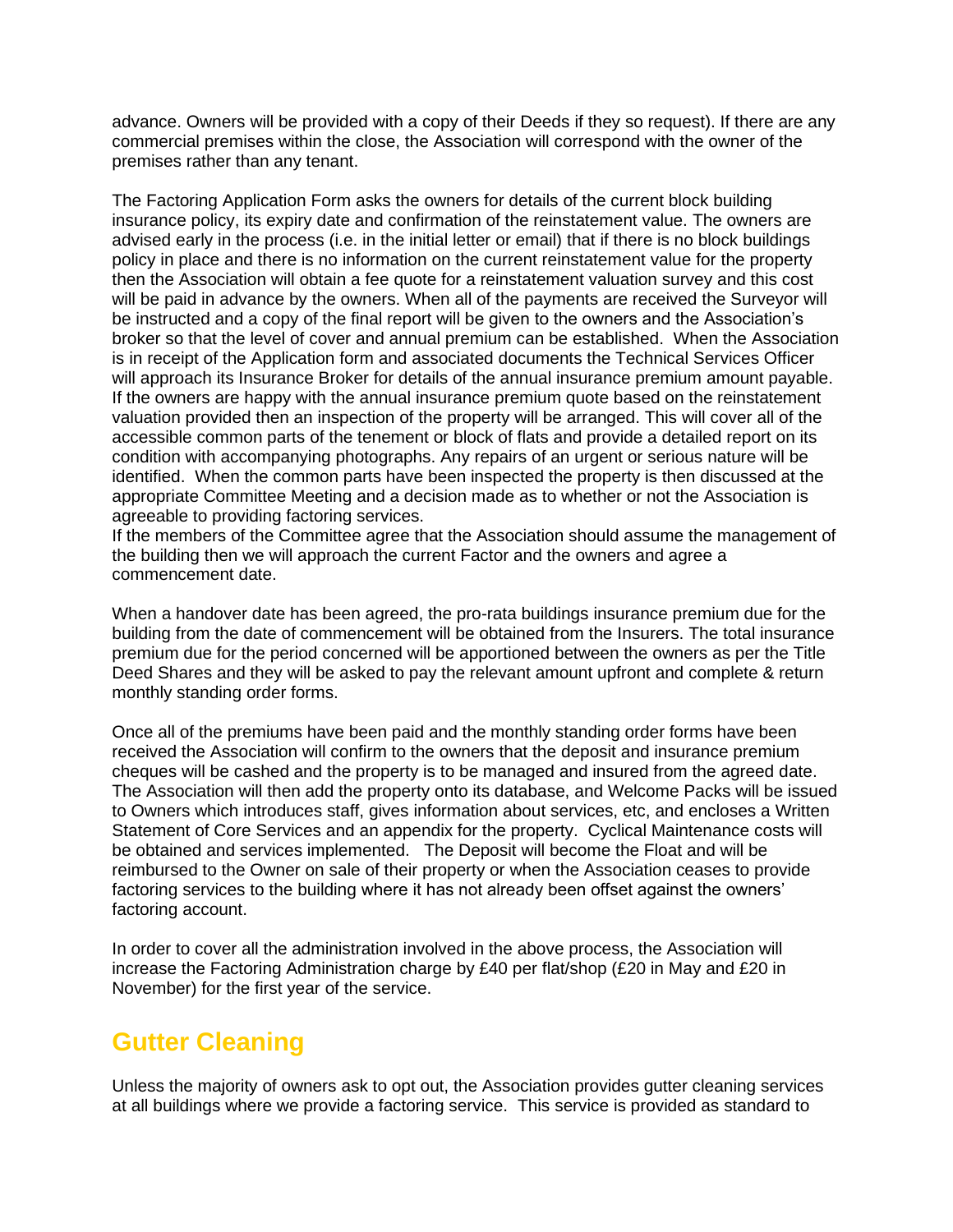advance. Owners will be provided with a copy of their Deeds if they so request). If there are any commercial premises within the close, the Association will correspond with the owner of the premises rather than any tenant.

The Factoring Application Form asks the owners for details of the current block building insurance policy, its expiry date and confirmation of the reinstatement value. The owners are advised early in the process (i.e. in the initial letter or email) that if there is no block buildings policy in place and there is no information on the current reinstatement value for the property then the Association will obtain a fee quote for a reinstatement valuation survey and this cost will be paid in advance by the owners. When all of the payments are received the Surveyor will be instructed and a copy of the final report will be given to the owners and the Association's broker so that the level of cover and annual premium can be established. When the Association is in receipt of the Application form and associated documents the Technical Services Officer will approach its Insurance Broker for details of the annual insurance premium amount payable. If the owners are happy with the annual insurance premium quote based on the reinstatement valuation provided then an inspection of the property will be arranged. This will cover all of the accessible common parts of the tenement or block of flats and provide a detailed report on its condition with accompanying photographs. Any repairs of an urgent or serious nature will be identified. When the common parts have been inspected the property is then discussed at the appropriate Committee Meeting and a decision made as to whether or not the Association is agreeable to providing factoring services.
If the members of the Committee agree that the Association should assume the management of the building then we will approach the current Factor and the owners and agree a commencement date.

When a handover date has been agreed, the pro-rata buildings insurance premium due for the building from the date of commencement will be obtained from the Insurers. The total insurance premium due for the period concerned will be apportioned between the owners as per the Title Deed Shares and they will be asked to pay the relevant amount upfront and complete & return monthly standing order forms.

Once all of the premiums have been paid and the monthly standing order forms have been received the Association will confirm to the owners that the deposit and insurance premium cheques will be cashed and the property is to be managed and insured from the agreed date. The Association will then add the property onto its database, and Welcome Packs will be issued to Owners which introduces staff, gives information about services, etc, and encloses a Written Statement of Core Services and an appendix for the property. Cyclical Maintenance costs will be obtained and services implemented. The Deposit will become the Float and will be reimbursed to the Owner on sale of their property or when the Association ceases to provide factoring services to the building where it has not already been offset against the owners' factoring account.

In order to cover all the administration involved in the above process, the Association will increase the Factoring Administration charge by £40 per flat/shop (£20 in May and £20 in November) for the first year of the service.

## Gutter Cleaning

Unless the majority of owners ask to opt out, the Association provides gutter cleaning services at all buildings where we provide a factoring service. This service is provided as standard to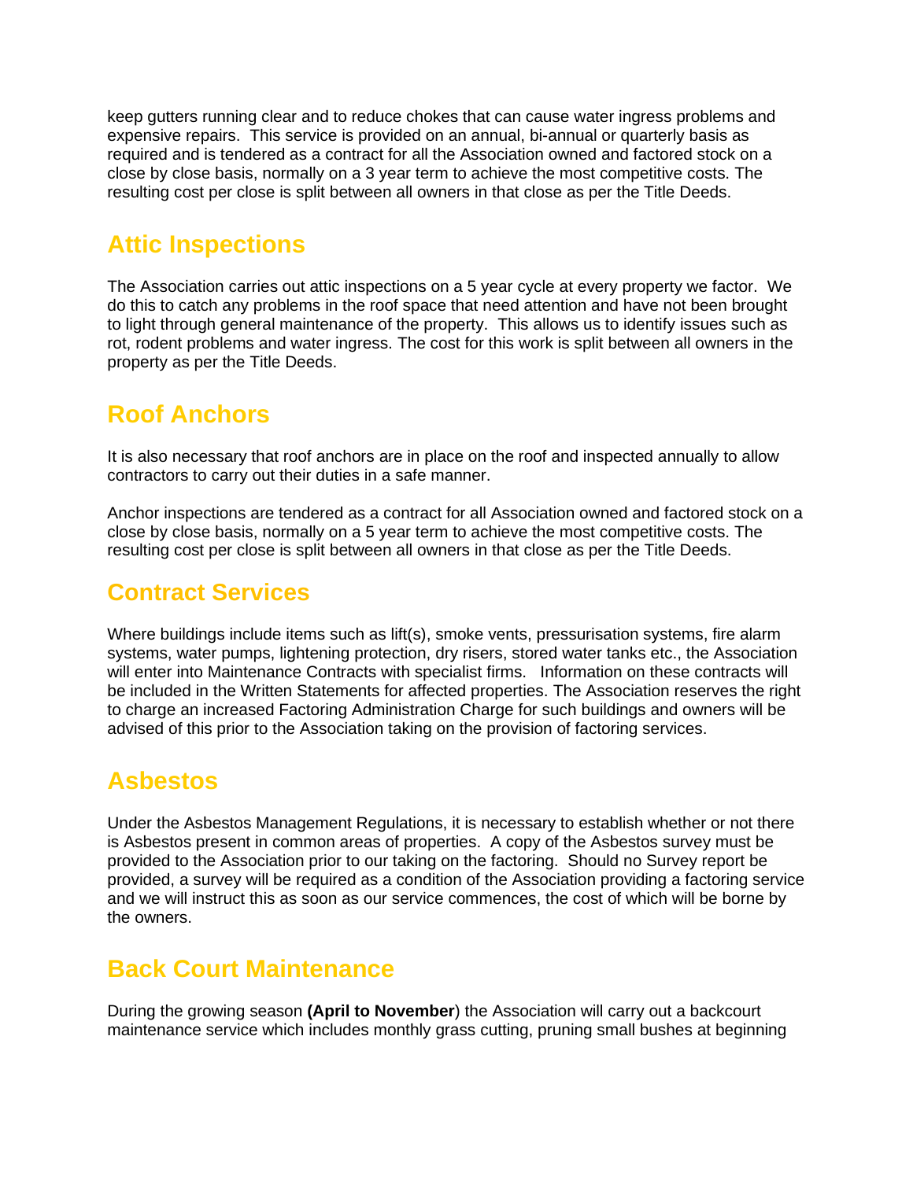keep gutters running clear and to reduce chokes that can cause water ingress problems and expensive repairs. This service is provided on an annual, bi-annual or quarterly basis as required and is tendered as a contract for all the Association owned and factored stock on a close by close basis, normally on a 3 year term to achieve the most competitive costs. The resulting cost per close is split between all owners in that close as per the Title Deeds.

## Attic Inspections

The Association carries out attic inspections on a 5 year cycle at every property we factor. We do this to catch any problems in the roof space that need attention and have not been brought to light through general maintenance of the property. This allows us to identify issues such as rot, rodent problems and water ingress. The cost for this work is split between all owners in the property as per the Title Deeds.

## Roof Anchors

It is also necessary that roof anchors are in place on the roof and inspected annually to allow contractors to carry out their duties in a safe manner.

Anchor inspections are tendered as a contract for all Association owned and factored stock on a close by close basis, normally on a 5 year term to achieve the most competitive costs. The resulting cost per close is split between all owners in that close as per the Title Deeds.

## Contract Services

Where buildings include items such as lift(s), smoke vents, pressurisation systems, fire alarm systems, water pumps, lightening protection, dry risers, stored water tanks etc., the Association will enter into Maintenance Contracts with specialist firms. Information on these contracts will be included in the Written Statements for affected properties. The Association reserves the right to charge an increased Factoring Administration Charge for such buildings and owners will be advised of this prior to the Association taking on the provision of factoring services.

## Asbestos

Under the Asbestos Management Regulations, it is necessary to establish whether or not there is Asbestos present in common areas of properties. A copy of the Asbestos survey must be provided to the Association prior to our taking on the factoring. Should no Survey report be provided, a survey will be required as a condition of the Association providing a factoring service and we will instruct this as soon as our service commences, the cost of which will be borne by the owners.

## Back Court Maintenance

During the growing season **(April to November**) the Association will carry out a backcourt maintenance service which includes monthly grass cutting, pruning small bushes at beginning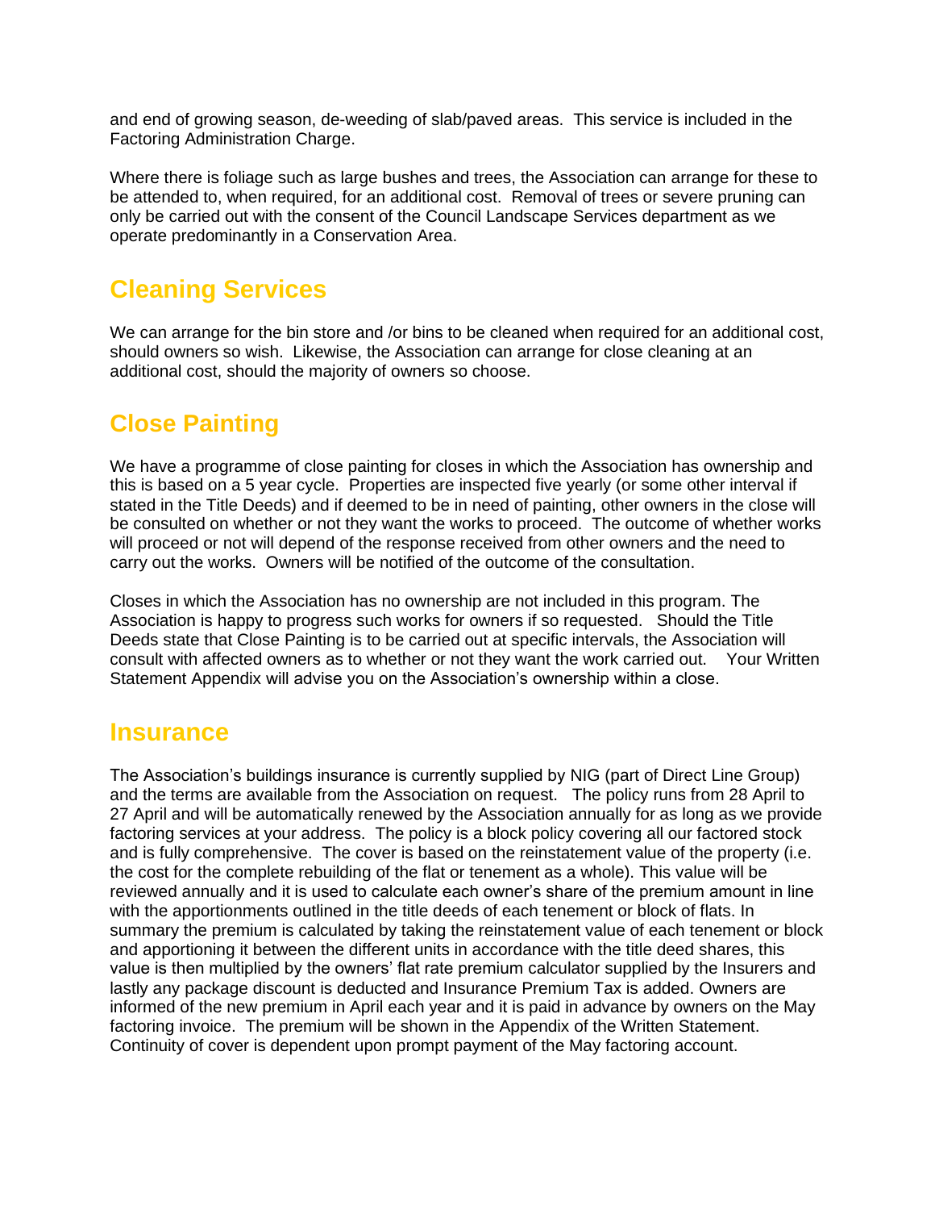and end of growing season, de-weeding of slab/paved areas. This service is included in the Factoring Administration Charge.

Where there is foliage such as large bushes and trees, the Association can arrange for these to be attended to, when required, for an additional cost. Removal of trees or severe pruning can only be carried out with the consent of the Council Landscape Services department as we operate predominantly in a Conservation Area.

## Cleaning Services

We can arrange for the bin store and /or bins to be cleaned when required for an additional cost, should owners so wish. Likewise, the Association can arrange for close cleaning at an additional cost, should the majority of owners so choose.

## Close Painting

We have a programme of close painting for closes in which the Association has ownership and this is based on a 5 year cycle. Properties are inspected five yearly (or some other interval if stated in the Title Deeds) and if deemed to be in need of painting, other owners in the close will be consulted on whether or not they want the works to proceed. The outcome of whether works will proceed or not will depend of the response received from other owners and the need to carry out the works. Owners will be notified of the outcome of the consultation.

Closes in which the Association has no ownership are not included in this program. The Association is happy to progress such works for owners if so requested. Should the Title Deeds state that Close Painting is to be carried out at specific intervals, the Association will consult with affected owners as to whether or not they want the work carried out. Your Written Statement Appendix will advise you on the Association's ownership within a close.

## Insurance

The Association's buildings insurance is currently supplied by NIG (part of Direct Line Group) and the terms are available from the Association on request. The policy runs from 28 April to 27 April and will be automatically renewed by the Association annually for as long as we provide factoring services at your address. The policy is a block policy covering all our factored stock and is fully comprehensive. The cover is based on the reinstatement value of the property (i.e. the cost for the complete rebuilding of the flat or tenement as a whole). This value will be reviewed annually and it is used to calculate each owner's share of the premium amount in line with the apportionments outlined in the title deeds of each tenement or block of flats. In summary the premium is calculated by taking the reinstatement value of each tenement or block and apportioning it between the different units in accordance with the title deed shares, this value is then multiplied by the owners' flat rate premium calculator supplied by the Insurers and lastly any package discount is deducted and Insurance Premium Tax is added. Owners are informed of the new premium in April each year and it is paid in advance by owners on the May factoring invoice. The premium will be shown in the Appendix of the Written Statement. Continuity of cover is dependent upon prompt payment of the May factoring account.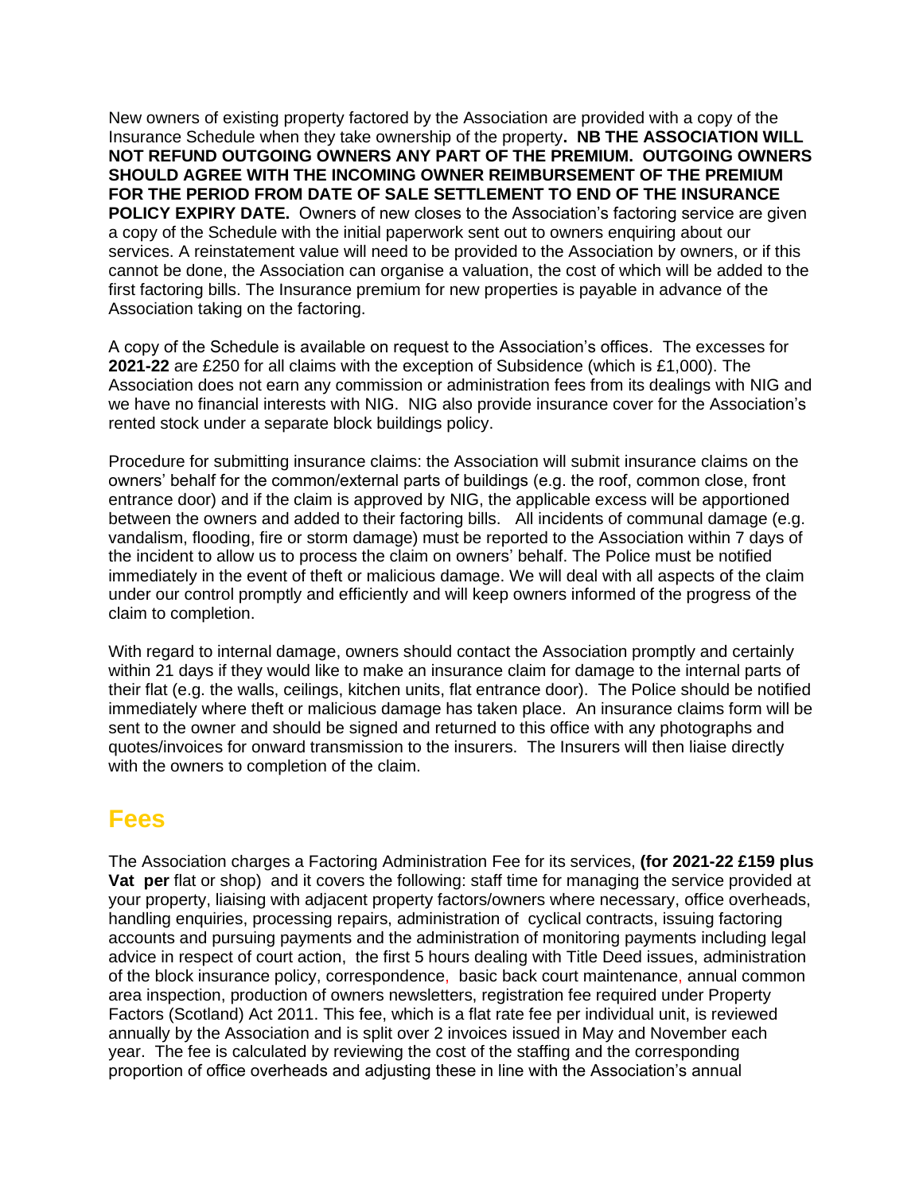New owners of existing property factored by the Association are provided with a copy of the Insurance Schedule when they take ownership of the property**. NB THE ASSOCIATION WILL NOT REFUND OUTGOING OWNERS ANY PART OF THE PREMIUM. OUTGOING OWNERS SHOULD AGREE WITH THE INCOMING OWNER REIMBURSEMENT OF THE PREMIUM FOR THE PERIOD FROM DATE OF SALE SETTLEMENT TO END OF THE INSURANCE POLICY EXPIRY DATE.** Owners of new closes to the Association's factoring service are given a copy of the Schedule with the initial paperwork sent out to owners enquiring about our services. A reinstatement value will need to be provided to the Association by owners, or if this cannot be done, the Association can organise a valuation, the cost of which will be added to the first factoring bills. The Insurance premium for new properties is payable in advance of the Association taking on the factoring.

A copy of the Schedule is available on request to the Association's offices. The excesses for **2021-22** are £250 for all claims with the exception of Subsidence (which is £1,000). The Association does not earn any commission or administration fees from its dealings with NIG and we have no financial interests with NIG. NIG also provide insurance cover for the Association's rented stock under a separate block buildings policy.

Procedure for submitting insurance claims: the Association will submit insurance claims on the owners' behalf for the common/external parts of buildings (e.g. the roof, common close, front entrance door) and if the claim is approved by NIG, the applicable excess will be apportioned between the owners and added to their factoring bills. All incidents of communal damage (e.g. vandalism, flooding, fire or storm damage) must be reported to the Association within 7 days of the incident to allow us to process the claim on owners' behalf. The Police must be notified immediately in the event of theft or malicious damage. We will deal with all aspects of the claim under our control promptly and efficiently and will keep owners informed of the progress of the claim to completion.

With regard to internal damage, owners should contact the Association promptly and certainly within 21 days if they would like to make an insurance claim for damage to the internal parts of their flat (e.g. the walls, ceilings, kitchen units, flat entrance door). The Police should be notified immediately where theft or malicious damage has taken place. An insurance claims form will be sent to the owner and should be signed and returned to this office with any photographs and quotes/invoices for onward transmission to the insurers. The Insurers will then liaise directly with the owners to completion of the claim.

## Fees

The Association charges a Factoring Administration Fee for its services, **(for 2021-22 £159 plus Vat per** flat or shop) and it covers the following: staff time for managing the service provided at your property, liaising with adjacent property factors/owners where necessary, office overheads, handling enquiries, processing repairs, administration of cyclical contracts, issuing factoring accounts and pursuing payments and the administration of monitoring payments including legal advice in respect of court action, the first 5 hours dealing with Title Deed issues, administration of the block insurance policy, correspondence, basic back court maintenance, annual common area inspection, production of owners newsletters, registration fee required under Property Factors (Scotland) Act 2011. This fee, which is a flat rate fee per individual unit, is reviewed annually by the Association and is split over 2 invoices issued in May and November each year. The fee is calculated by reviewing the cost of the staffing and the corresponding proportion of office overheads and adjusting these in line with the Association's annual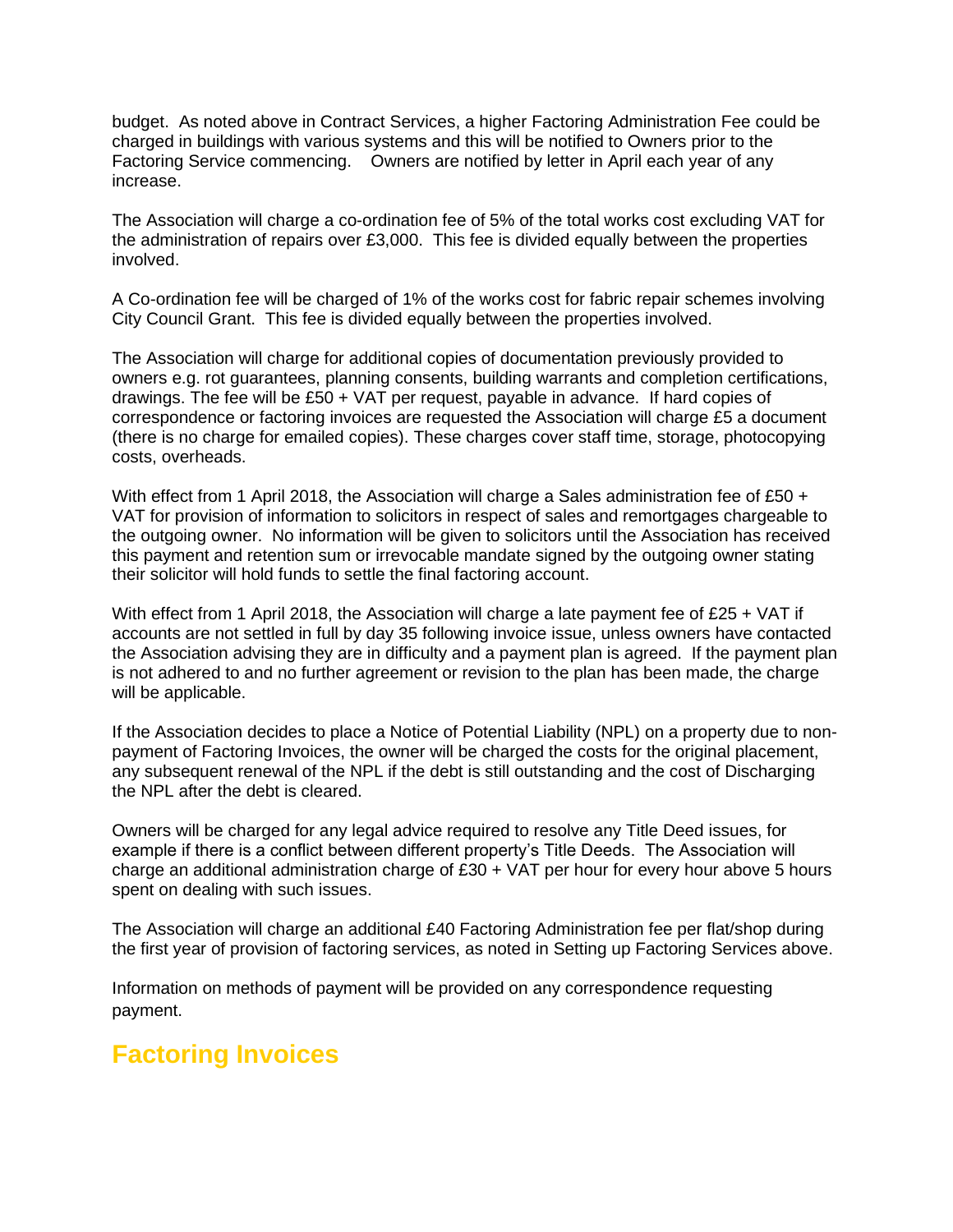budget. As noted above in Contract Services, a higher Factoring Administration Fee could be charged in buildings with various systems and this will be notified to Owners prior to the Factoring Service commencing. Owners are notified by letter in April each year of any increase.

The Association will charge a co-ordination fee of 5% of the total works cost excluding VAT for the administration of repairs over £3,000. This fee is divided equally between the properties involved.

A Co-ordination fee will be charged of 1% of the works cost for fabric repair schemes involving City Council Grant. This fee is divided equally between the properties involved.

The Association will charge for additional copies of documentation previously provided to owners e.g. rot guarantees, planning consents, building warrants and completion certifications, drawings. The fee will be £50 + VAT per request, payable in advance. If hard copies of correspondence or factoring invoices are requested the Association will charge £5 a document (there is no charge for emailed copies). These charges cover staff time, storage, photocopying costs, overheads.

With effect from 1 April 2018, the Association will charge a Sales administration fee of £50 + VAT for provision of information to solicitors in respect of sales and remortgages chargeable to the outgoing owner. No information will be given to solicitors until the Association has received this payment and retention sum or irrevocable mandate signed by the outgoing owner stating their solicitor will hold funds to settle the final factoring account.

With effect from 1 April 2018, the Association will charge a late payment fee of £25 + VAT if accounts are not settled in full by day 35 following invoice issue, unless owners have contacted the Association advising they are in difficulty and a payment plan is agreed. If the payment plan is not adhered to and no further agreement or revision to the plan has been made, the charge will be applicable.

If the Association decides to place a Notice of Potential Liability (NPL) on a property due to non-payment of Factoring Invoices, the owner will be charged the costs for the original placement, any subsequent renewal of the NPL if the debt is still outstanding and the cost of Discharging the NPL after the debt is cleared.

Owners will be charged for any legal advice required to resolve any Title Deed issues, for example if there is a conflict between different property's Title Deeds. The Association will charge an additional administration charge of £30 + VAT per hour for every hour above 5 hours spent on dealing with such issues.

The Association will charge an additional £40 Factoring Administration fee per flat/shop during the first year of provision of factoring services, as noted in Setting up Factoring Services above.

Information on methods of payment will be provided on any correspondence requesting payment.

## Factoring Invoices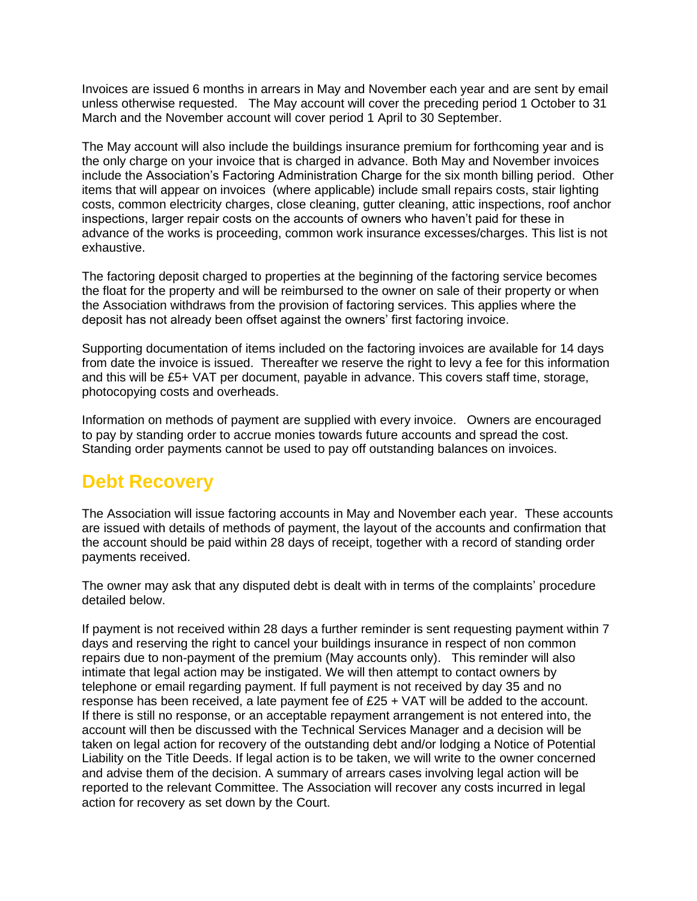Invoices are issued 6 months in arrears in May and November each year and are sent by email unless otherwise requested. The May account will cover the preceding period 1 October to 31 March and the November account will cover period 1 April to 30 September.

The May account will also include the buildings insurance premium for forthcoming year and is the only charge on your invoice that is charged in advance. Both May and November invoices include the Association's Factoring Administration Charge for the six month billing period. Other items that will appear on invoices (where applicable) include small repairs costs, stair lighting costs, common electricity charges, close cleaning, gutter cleaning, attic inspections, roof anchor inspections, larger repair costs on the accounts of owners who haven't paid for these in advance of the works is proceeding, common work insurance excesses/charges. This list is not exhaustive.

The factoring deposit charged to properties at the beginning of the factoring service becomes the float for the property and will be reimbursed to the owner on sale of their property or when the Association withdraws from the provision of factoring services. This applies where the deposit has not already been offset against the owners' first factoring invoice.

Supporting documentation of items included on the factoring invoices are available for 14 days from date the invoice is issued. Thereafter we reserve the right to levy a fee for this information and this will be £5+ VAT per document, payable in advance. This covers staff time, storage, photocopying costs and overheads.

Information on methods of payment are supplied with every invoice. Owners are encouraged to pay by standing order to accrue monies towards future accounts and spread the cost. Standing order payments cannot be used to pay off outstanding balances on invoices.

## Debt Recovery

The Association will issue factoring accounts in May and November each year. These accounts are issued with details of methods of payment, the layout of the accounts and confirmation that the account should be paid within 28 days of receipt, together with a record of standing order payments received.

The owner may ask that any disputed debt is dealt with in terms of the complaints' procedure detailed below.

If payment is not received within 28 days a further reminder is sent requesting payment within 7 days and reserving the right to cancel your buildings insurance in respect of non common repairs due to non-payment of the premium (May accounts only). This reminder will also intimate that legal action may be instigated. We will then attempt to contact owners by telephone or email regarding payment. If full payment is not received by day 35 and no response has been received, a late payment fee of £25 + VAT will be added to the account. If there is still no response, or an acceptable repayment arrangement is not entered into, the account will then be discussed with the Technical Services Manager and a decision will be taken on legal action for recovery of the outstanding debt and/or lodging a Notice of Potential Liability on the Title Deeds. If legal action is to be taken, we will write to the owner concerned and advise them of the decision. A summary of arrears cases involving legal action will be reported to the relevant Committee. The Association will recover any costs incurred in legal action for recovery as set down by the Court.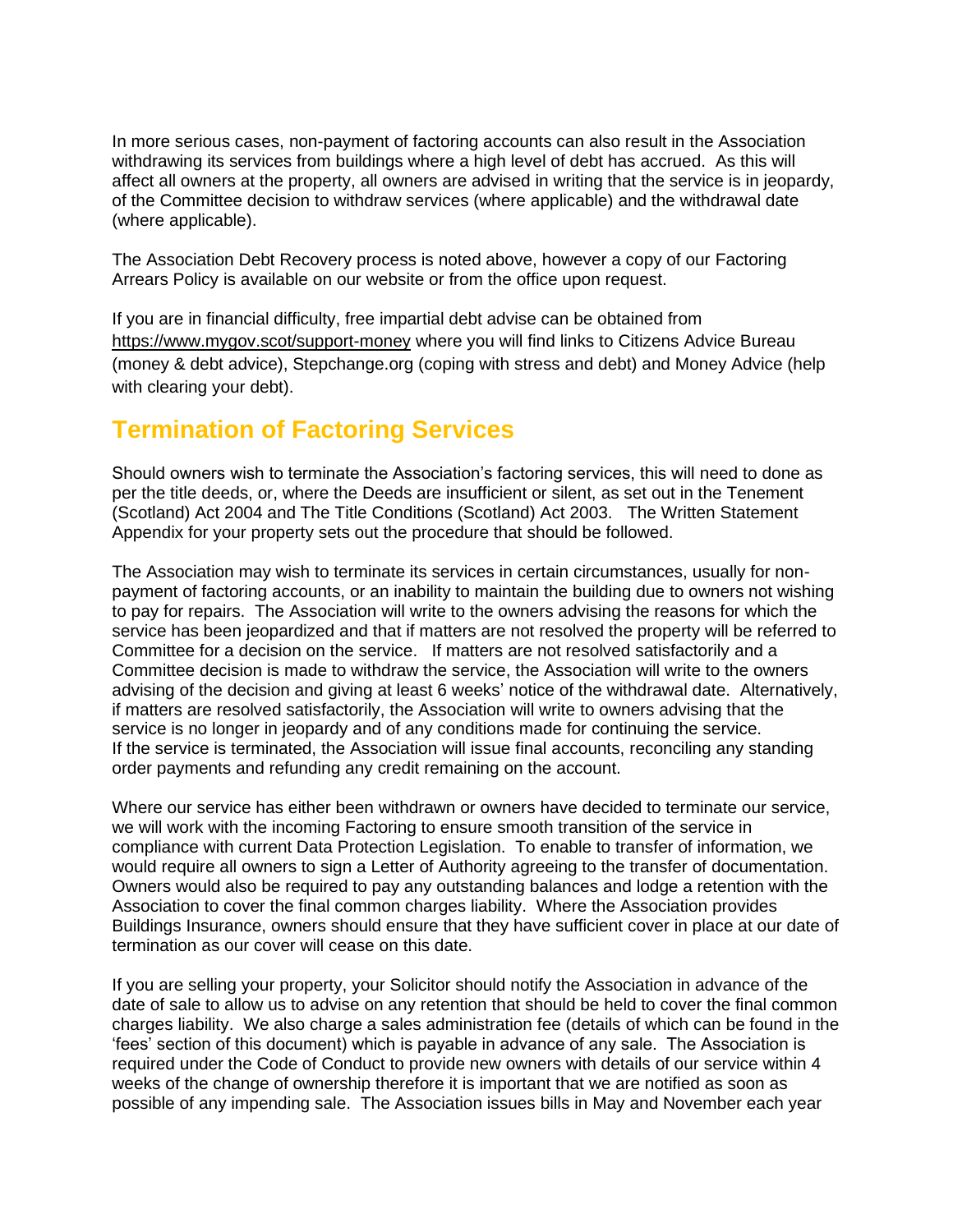In more serious cases, non-payment of factoring accounts can also result in the Association withdrawing its services from buildings where a high level of debt has accrued. As this will affect all owners at the property, all owners are advised in writing that the service is in jeopardy, of the Committee decision to withdraw services (where applicable) and the withdrawal date (where applicable).

The Association Debt Recovery process is noted above, however a copy of our Factoring Arrears Policy is available on our website or from the office upon request.

If you are in financial difficulty, free impartial debt advise can be obtained from https://www.mygov.scot/support-money where you will find links to Citizens Advice Bureau (money & debt advice), Stepchange.org (coping with stress and debt) and Money Advice (help with clearing your debt).

## Termination of Factoring Services

Should owners wish to terminate the Association's factoring services, this will need to done as per the title deeds, or, where the Deeds are insufficient or silent, as set out in the Tenement (Scotland) Act 2004 and The Title Conditions (Scotland) Act 2003. The Written Statement Appendix for your property sets out the procedure that should be followed.

The Association may wish to terminate its services in certain circumstances, usually for non-payment of factoring accounts, or an inability to maintain the building due to owners not wishing to pay for repairs. The Association will write to the owners advising the reasons for which the service has been jeopardized and that if matters are not resolved the property will be referred to Committee for a decision on the service. If matters are not resolved satisfactorily and a Committee decision is made to withdraw the service, the Association will write to the owners advising of the decision and giving at least 6 weeks' notice of the withdrawal date. Alternatively, if matters are resolved satisfactorily, the Association will write to owners advising that the service is no longer in jeopardy and of any conditions made for continuing the service. If the service is terminated, the Association will issue final accounts, reconciling any standing order payments and refunding any credit remaining on the account.

Where our service has either been withdrawn or owners have decided to terminate our service, we will work with the incoming Factoring to ensure smooth transition of the service in compliance with current Data Protection Legislation. To enable to transfer of information, we would require all owners to sign a Letter of Authority agreeing to the transfer of documentation. Owners would also be required to pay any outstanding balances and lodge a retention with the Association to cover the final common charges liability. Where the Association provides Buildings Insurance, owners should ensure that they have sufficient cover in place at our date of termination as our cover will cease on this date.

If you are selling your property, your Solicitor should notify the Association in advance of the date of sale to allow us to advise on any retention that should be held to cover the final common charges liability. We also charge a sales administration fee (details of which can be found in the 'fees' section of this document) which is payable in advance of any sale. The Association is required under the Code of Conduct to provide new owners with details of our service within 4 weeks of the change of ownership therefore it is important that we are notified as soon as possible of any impending sale. The Association issues bills in May and November each year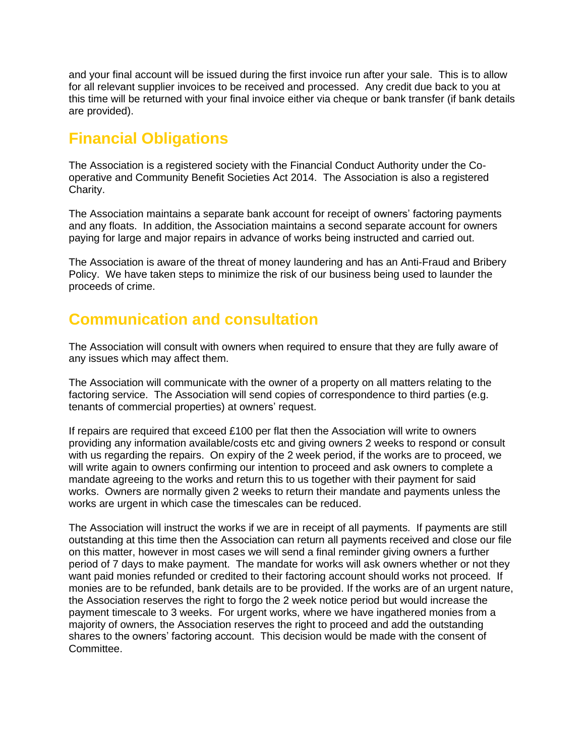and your final account will be issued during the first invoice run after your sale. This is to allow for all relevant supplier invoices to be received and processed. Any credit due back to you at this time will be returned with your final invoice either via cheque or bank transfer (if bank details are provided).

## Financial Obligations

The Association is a registered society with the Financial Conduct Authority under the Co-operative and Community Benefit Societies Act 2014. The Association is also a registered Charity.

The Association maintains a separate bank account for receipt of owners' factoring payments and any floats. In addition, the Association maintains a second separate account for owners paying for large and major repairs in advance of works being instructed and carried out.

The Association is aware of the threat of money laundering and has an Anti-Fraud and Bribery Policy. We have taken steps to minimize the risk of our business being used to launder the proceeds of crime.

## Communication and consultation

The Association will consult with owners when required to ensure that they are fully aware of any issues which may affect them.

The Association will communicate with the owner of a property on all matters relating to the factoring service. The Association will send copies of correspondence to third parties (e.g. tenants of commercial properties) at owners' request.

If repairs are required that exceed £100 per flat then the Association will write to owners providing any information available/costs etc and giving owners 2 weeks to respond or consult with us regarding the repairs. On expiry of the 2 week period, if the works are to proceed, we will write again to owners confirming our intention to proceed and ask owners to complete a mandate agreeing to the works and return this to us together with their payment for said works. Owners are normally given 2 weeks to return their mandate and payments unless the works are urgent in which case the timescales can be reduced.

The Association will instruct the works if we are in receipt of all payments. If payments are still outstanding at this time then the Association can return all payments received and close our file on this matter, however in most cases we will send a final reminder giving owners a further period of 7 days to make payment. The mandate for works will ask owners whether or not they want paid monies refunded or credited to their factoring account should works not proceed. If monies are to be refunded, bank details are to be provided. If the works are of an urgent nature, the Association reserves the right to forgo the 2 week notice period but would increase the payment timescale to 3 weeks. For urgent works, where we have ingathered monies from a majority of owners, the Association reserves the right to proceed and add the outstanding shares to the owners' factoring account. This decision would be made with the consent of Committee.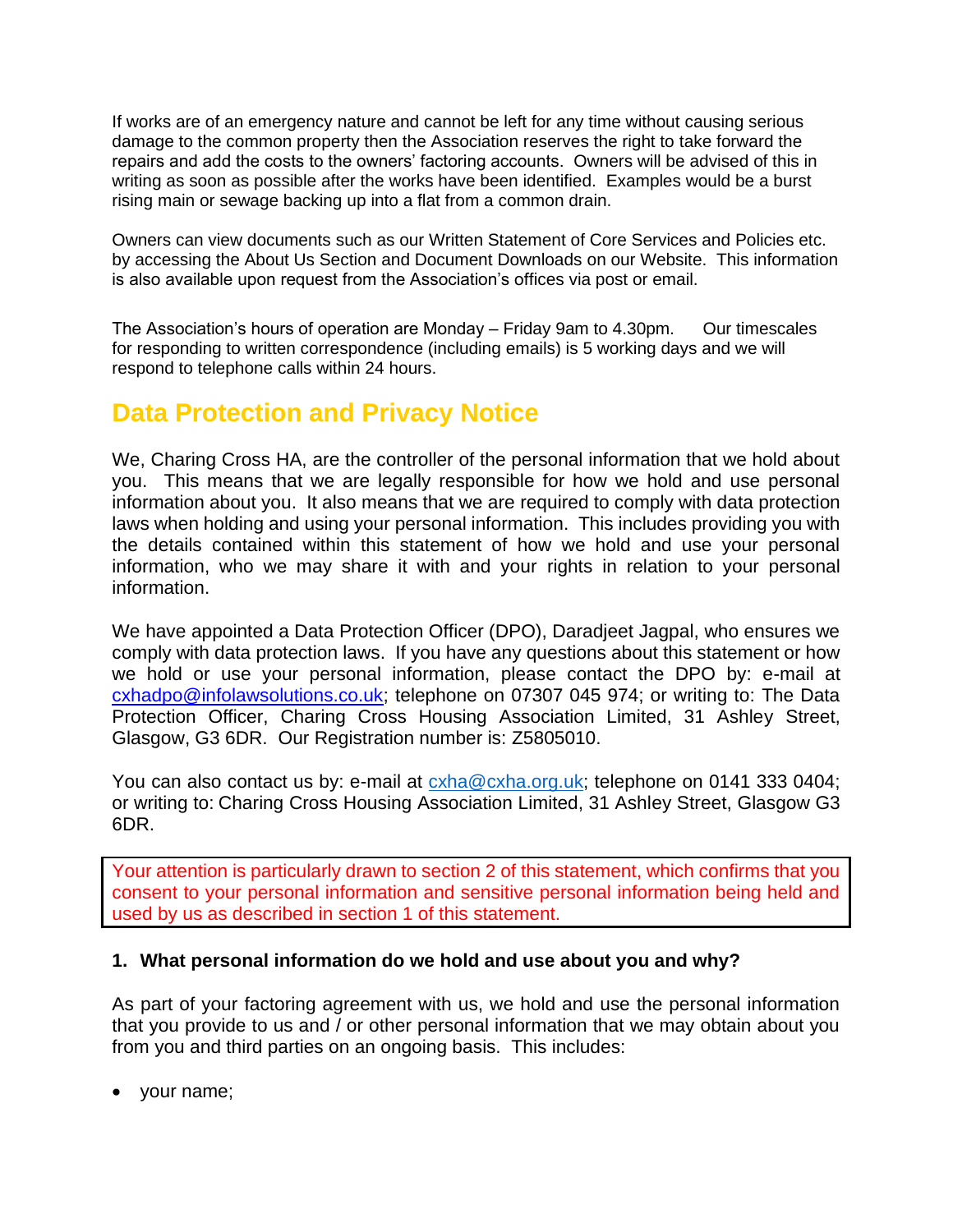If works are of an emergency nature and cannot be left for any time without causing serious damage to the common property then the Association reserves the right to take forward the repairs and add the costs to the owners' factoring accounts. Owners will be advised of this in writing as soon as possible after the works have been identified. Examples would be a burst rising main or sewage backing up into a flat from a common drain.

Owners can view documents such as our Written Statement of Core Services and Policies etc. by accessing the About Us Section and Document Downloads on our Website. This information is also available upon request from the Association's offices via post or email.

The Association's hours of operation are Monday – Friday 9am to 4.30pm. Our timescales for responding to written correspondence (including emails) is 5 working days and we will respond to telephone calls within 24 hours.

## Data Protection and Privacy Notice

We, Charing Cross HA, are the controller of the personal information that we hold about you. This means that we are legally responsible for how we hold and use personal information about you. It also means that we are required to comply with data protection laws when holding and using your personal information. This includes providing you with the details contained within this statement of how we hold and use your personal information, who we may share it with and your rights in relation to your personal information.

We have appointed a Data Protection Officer (DPO), Daradjeet Jagpal, who ensures we comply with data protection laws. If you have any questions about this statement or how we hold or use your personal information, please contact the DPO by: e-mail at cxhadpo@infolawsolutions.co.uk; telephone on 07307 045 974; or writing to: The Data Protection Officer, Charing Cross Housing Association Limited, 31 Ashley Street, Glasgow, G3 6DR. Our Registration number is: Z5805010.

You can also contact us by: e-mail at cxha@cxha.org.uk; telephone on 0141 333 0404; or writing to: Charing Cross Housing Association Limited, 31 Ashley Street, Glasgow G3 6DR.

Your attention is particularly drawn to section 2 of this statement, which confirms that you consent to your personal information and sensitive personal information being held and used by us as described in section 1 of this statement.

**1. What personal information do we hold and use about you and why?**

As part of your factoring agreement with us, we hold and use the personal information that you provide to us and / or other personal information that we may obtain about you from you and third parties on an ongoing basis. This includes:

- your name;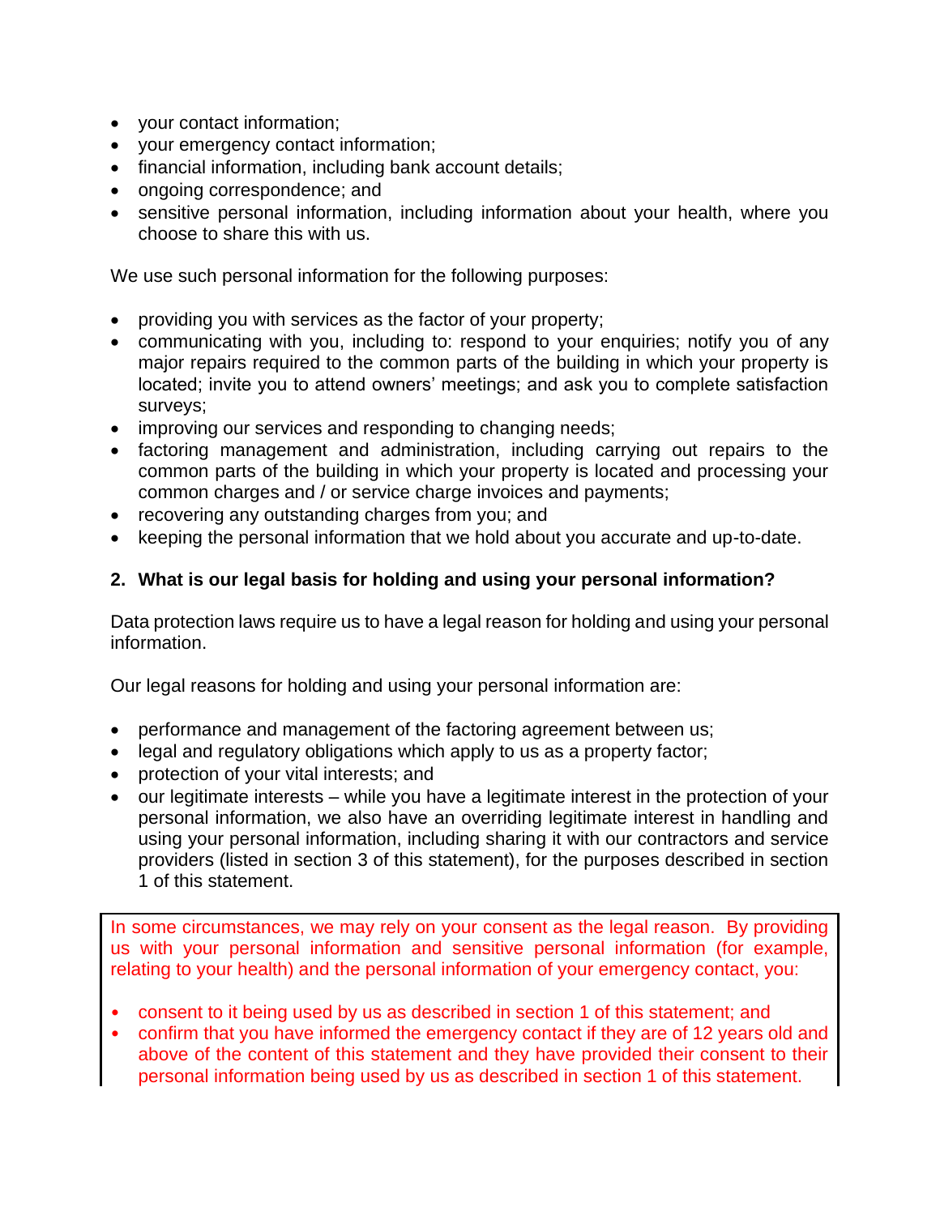- your contact information;
- your emergency contact information;
- financial information, including bank account details;
- ongoing correspondence; and
- sensitive personal information, including information about your health, where you choose to share this with us.

We use such personal information for the following purposes:

- providing you with services as the factor of your property;
- communicating with you, including to: respond to your enquiries; notify you of any major repairs required to the common parts of the building in which your property is located; invite you to attend owners' meetings; and ask you to complete satisfaction surveys;
- improving our services and responding to changing needs;
- factoring management and administration, including carrying out repairs to the common parts of the building in which your property is located and processing your common charges and / or service charge invoices and payments;
- recovering any outstanding charges from you; and
- keeping the personal information that we hold about you accurate and up-to-date.

## 2. What is our legal basis for holding and using your personal information?

Data protection laws require us to have a legal reason for holding and using your personal information.

Our legal reasons for holding and using your personal information are:

- performance and management of the factoring agreement between us;
- legal and regulatory obligations which apply to us as a property factor;
- protection of your vital interests; and
- our legitimate interests – while you have a legitimate interest in the protection of your personal information, we also have an overriding legitimate interest in handling and using your personal information, including sharing it with our contractors and service providers (listed in section 3 of this statement), for the purposes described in section 1 of this statement.

In some circumstances, we may rely on your consent as the legal reason. By providing us with your personal information and sensitive personal information (for example, relating to your health) and the personal information of your emergency contact, you:

- consent to it being used by us as described in section 1 of this statement; and
- confirm that you have informed the emergency contact if they are of 12 years old and above of the content of this statement and they have provided their consent to their personal information being used by us as described in section 1 of this statement.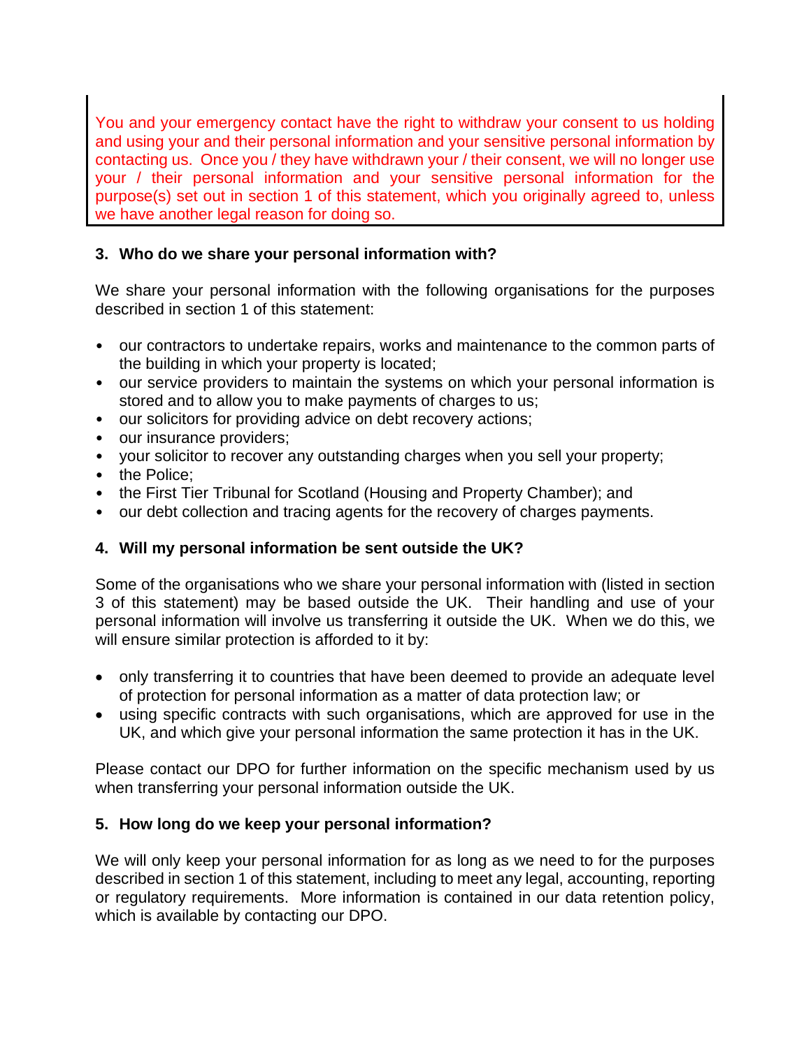You and your emergency contact have the right to withdraw your consent to us holding and using your and their personal information and your sensitive personal information by contacting us. Once you / they have withdrawn your / their consent, we will no longer use your / their personal information and your sensitive personal information for the purpose(s) set out in section 1 of this statement, which you originally agreed to, unless we have another legal reason for doing so.

## 3. Who do we share your personal information with?

We share your personal information with the following organisations for the purposes described in section 1 of this statement:

- our contractors to undertake repairs, works and maintenance to the common parts of the building in which your property is located;
- our service providers to maintain the systems on which your personal information is stored and to allow you to make payments of charges to us;
- our solicitors for providing advice on debt recovery actions;
- our insurance providers;
- your solicitor to recover any outstanding charges when you sell your property;
- the Police;
- the First Tier Tribunal for Scotland (Housing and Property Chamber); and
- our debt collection and tracing agents for the recovery of charges payments.

## 4. Will my personal information be sent outside the UK?

Some of the organisations who we share your personal information with (listed in section 3 of this statement) may be based outside the UK. Their handling and use of your personal information will involve us transferring it outside the UK. When we do this, we will ensure similar protection is afforded to it by:

- only transferring it to countries that have been deemed to provide an adequate level of protection for personal information as a matter of data protection law; or
- using specific contracts with such organisations, which are approved for use in the UK, and which give your personal information the same protection it has in the UK.

Please contact our DPO for further information on the specific mechanism used by us when transferring your personal information outside the UK.

## 5. How long do we keep your personal information?

We will only keep your personal information for as long as we need to for the purposes described in section 1 of this statement, including to meet any legal, accounting, reporting or regulatory requirements. More information is contained in our data retention policy, which is available by contacting our DPO.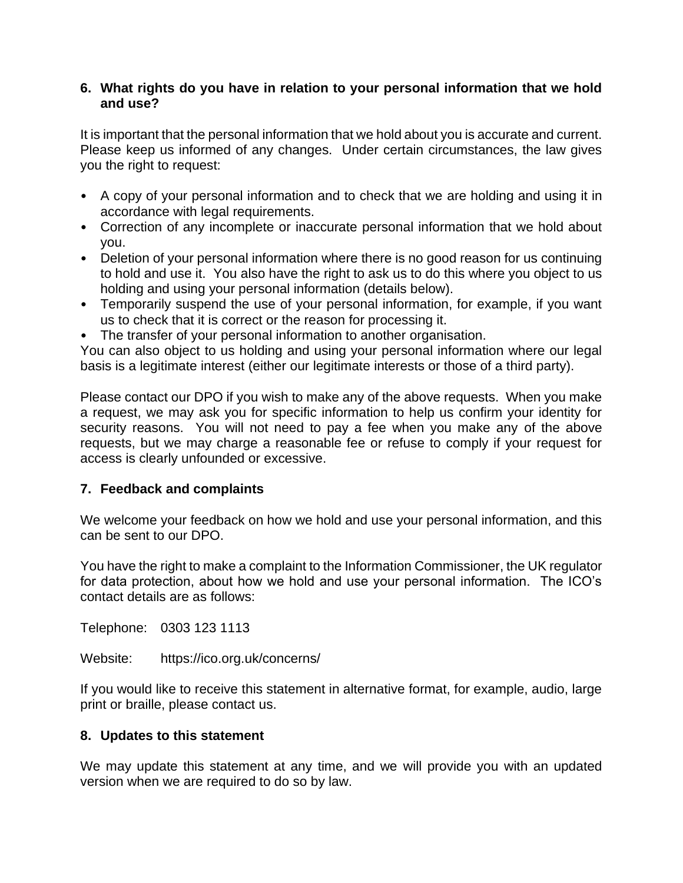## 6. What rights do you have in relation to your personal information that we hold and use?

It is important that the personal information that we hold about you is accurate and current. Please keep us informed of any changes. Under certain circumstances, the law gives you the right to request:

- A copy of your personal information and to check that we are holding and using it in accordance with legal requirements.
- Correction of any incomplete or inaccurate personal information that we hold about you.
- Deletion of your personal information where there is no good reason for us continuing to hold and use it. You also have the right to ask us to do this where you object to us holding and using your personal information (details below).
- Temporarily suspend the use of your personal information, for example, if you want us to check that it is correct or the reason for processing it.
- The transfer of your personal information to another organisation.

You can also object to us holding and using your personal information where our legal basis is a legitimate interest (either our legitimate interests or those of a third party).

Please contact our DPO if you wish to make any of the above requests. When you make a request, we may ask you for specific information to help us confirm your identity for security reasons. You will not need to pay a fee when you make any of the above requests, but we may charge a reasonable fee or refuse to comply if your request for access is clearly unfounded or excessive.

## 7. Feedback and complaints

We welcome your feedback on how we hold and use your personal information, and this can be sent to our DPO.

You have the right to make a complaint to the Information Commissioner, the UK regulator for data protection, about how we hold and use your personal information. The ICO's contact details are as follows:

Telephone: 0303 123 1113

Website: https://ico.org.uk/concerns/

If you would like to receive this statement in alternative format, for example, audio, large print or braille, please contact us.

## 8. Updates to this statement

We may update this statement at any time, and we will provide you with an updated version when we are required to do so by law.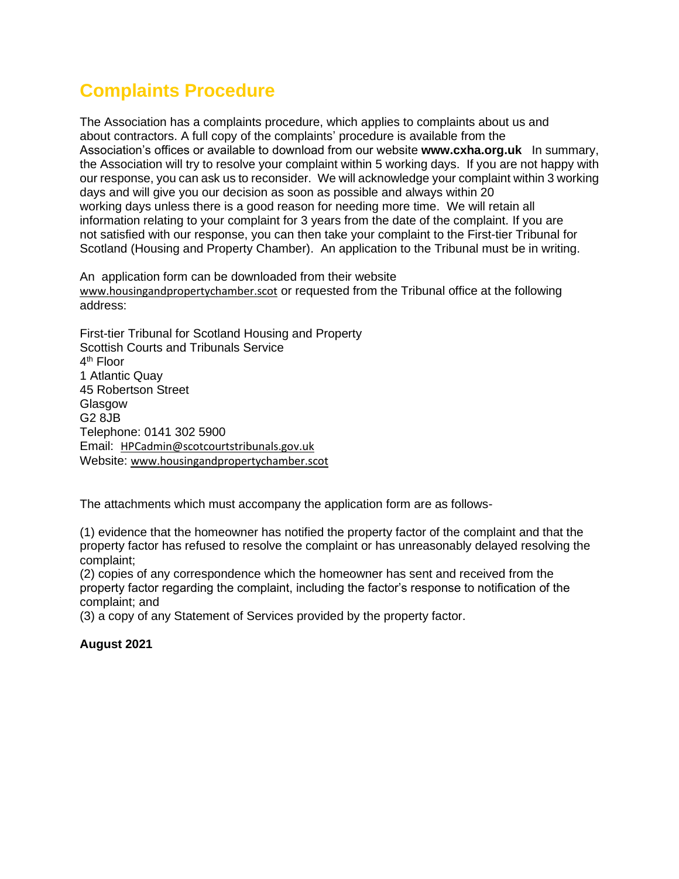# Complaints Procedure

The Association has a complaints procedure, which applies to complaints about us and about contractors. A full copy of the complaints' procedure is available from the Association's offices or available to download from our website **www.cxha.org.uk** In summary, the Association will try to resolve your complaint within 5 working days. If you are not happy with our response, you can ask us to reconsider. We will acknowledge your complaint within 3 working days and will give you our decision as soon as possible and always within 20 working days unless there is a good reason for needing more time. We will retain all information relating to your complaint for 3 years from the date of the complaint. If you are not satisfied with our response, you can then take your complaint to the First-tier Tribunal for Scotland (Housing and Property Chamber). An application to the Tribunal must be in writing.

An application form can be downloaded from their website www.housingandpropertychamber.scot or requested from the Tribunal office at the following address:

First-tier Tribunal for Scotland Housing and Property
Scottish Courts and Tribunals Service
4th Floor
1 Atlantic Quay
45 Robertson Street
Glasgow
G2 8JB
Telephone: 0141 302 5900
Email: HPCadmin@scotcourtstribunals.gov.uk
Website: www.housingandpropertychamber.scot

The attachments which must accompany the application form are as follows-

(1) evidence that the homeowner has notified the property factor of the complaint and that the property factor has refused to resolve the complaint or has unreasonably delayed resolving the complaint;
(2) copies of any correspondence which the homeowner has sent and received from the property factor regarding the complaint, including the factor's response to notification of the complaint; and
(3) a copy of any Statement of Services provided by the property factor.

**August 2021**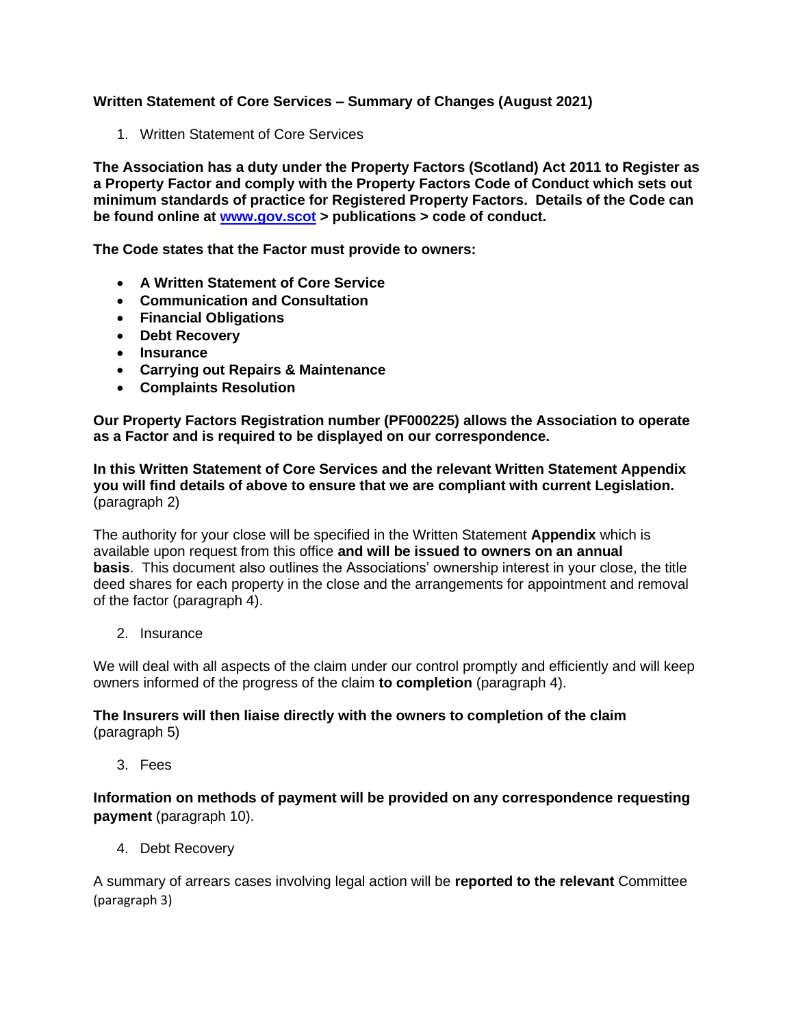**Written Statement of Core Services – Summary of Changes (August 2021)**

1. Written Statement of Core Services

**The Association has a duty under the Property Factors (Scotland) Act 2011 to Register as a Property Factor and comply with the Property Factors Code of Conduct which sets out minimum standards of practice for Registered Property Factors. Details of the Code can be found online at [www.gov.scot](http://www.gov.scot) > publications > code of conduct.**

**The Code states that the Factor must provide to owners:**

- **A Written Statement of Core Service**
- **Communication and Consultation**
- **Financial Obligations**
- **Debt Recovery**
- **Insurance**
- **Carrying out Repairs & Maintenance**
- **Complaints Resolution**

**Our Property Factors Registration number (PF000225) allows the Association to operate as a Factor and is required to be displayed on our correspondence.**

**In this Written Statement of Core Services and the relevant Written Statement Appendix you will find details of above to ensure that we are compliant with current Legislation.** (paragraph 2)

The authority for your close will be specified in the Written Statement **Appendix** which is available upon request from this office **and will be issued to owners on an annual basis**. This document also outlines the Associations' ownership interest in your close, the title deed shares for each property in the close and the arrangements for appointment and removal of the factor (paragraph 4).

2. Insurance

We will deal with all aspects of the claim under our control promptly and efficiently and will keep owners informed of the progress of the claim **to completion** (paragraph 4).

**The Insurers will then liaise directly with the owners to completion of the claim** (paragraph 5)

3. Fees

**Information on methods of payment will be provided on any correspondence requesting payment** (paragraph 10).

4. Debt Recovery

A summary of arrears cases involving legal action will be **reported to the relevant** Committee (paragraph 3)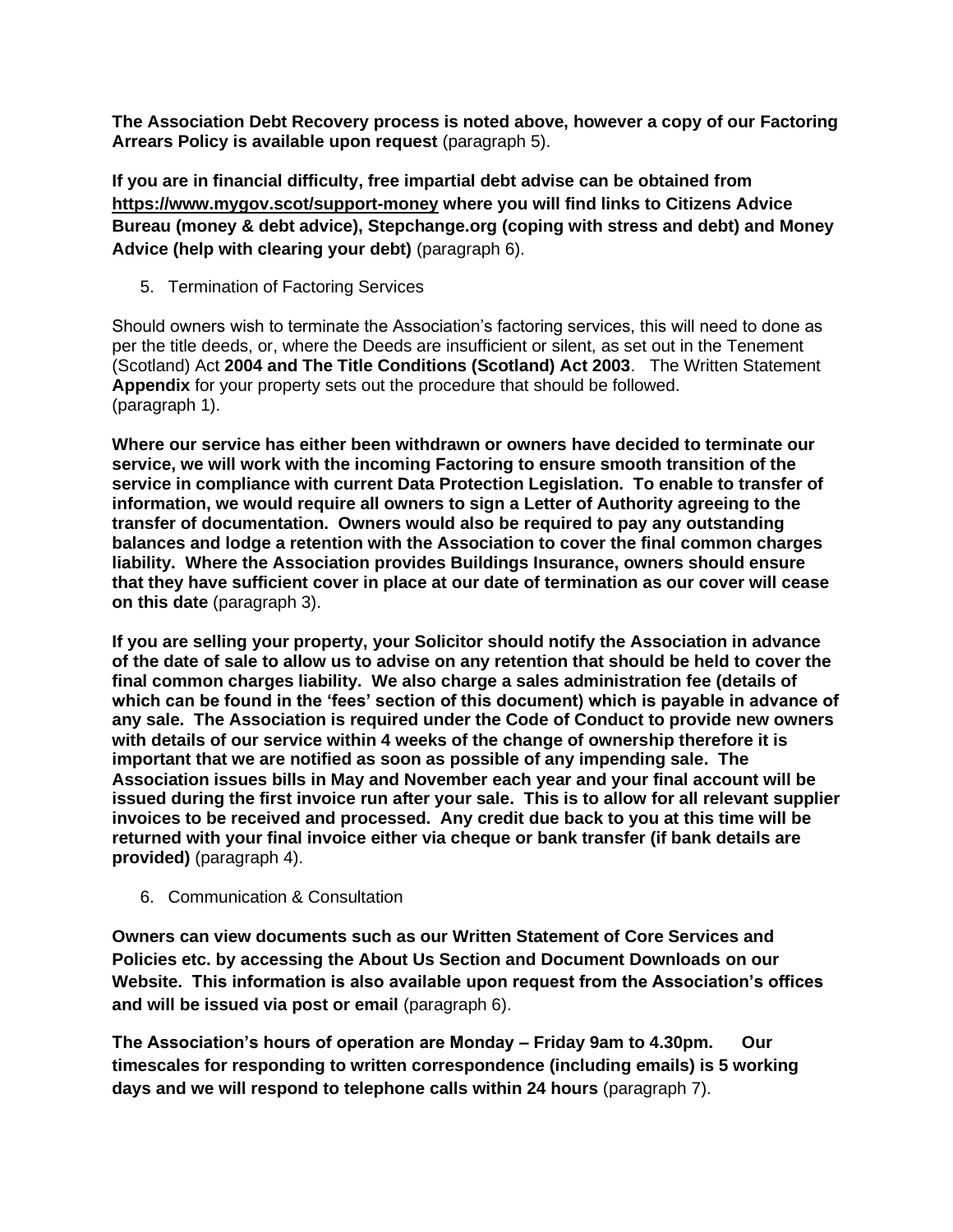**The Association Debt Recovery process is noted above, however a copy of our Factoring Arrears Policy is available upon request** (paragraph 5).

**If you are in financial difficulty, free impartial debt advise can be obtained from [https://www.mygov.scot/support-money](https://www.mygov.scot/support-money) where you will find links to Citizens Advice Bureau (money & debt advice), Stepchange.org (coping with stress and debt) and Money Advice (help with clearing your debt)** (paragraph 6).

5. Termination of Factoring Services

Should owners wish to terminate the Association's factoring services, this will need to done as per the title deeds, or, where the Deeds are insufficient or silent, as set out in the Tenement (Scotland) Act **2004 and The Title Conditions (Scotland) Act 2003**. The Written Statement **Appendix** for your property sets out the procedure that should be followed. (paragraph 1).

**Where our service has either been withdrawn or owners have decided to terminate our service, we will work with the incoming Factoring to ensure smooth transition of the service in compliance with current Data Protection Legislation. To enable to transfer of information, we would require all owners to sign a Letter of Authority agreeing to the transfer of documentation. Owners would also be required to pay any outstanding balances and lodge a retention with the Association to cover the final common charges liability. Where the Association provides Buildings Insurance, owners should ensure that they have sufficient cover in place at our date of termination as our cover will cease on this date** (paragraph 3).

**If you are selling your property, your Solicitor should notify the Association in advance of the date of sale to allow us to advise on any retention that should be held to cover the final common charges liability. We also charge a sales administration fee (details of which can be found in the 'fees' section of this document) which is payable in advance of any sale. The Association is required under the Code of Conduct to provide new owners with details of our service within 4 weeks of the change of ownership therefore it is important that we are notified as soon as possible of any impending sale. The Association issues bills in May and November each year and your final account will be issued during the first invoice run after your sale. This is to allow for all relevant supplier invoices to be received and processed. Any credit due back to you at this time will be returned with your final invoice either via cheque or bank transfer (if bank details are provided)** (paragraph 4).

6. Communication & Consultation

**Owners can view documents such as our Written Statement of Core Services and Policies etc. by accessing the About Us Section and Document Downloads on our Website. This information is also available upon request from the Association's offices and will be issued via post or email** (paragraph 6).

**The Association's hours of operation are Monday – Friday 9am to 4.30pm. Our timescales for responding to written correspondence (including emails) is 5 working days and we will respond to telephone calls within 24 hours** (paragraph 7).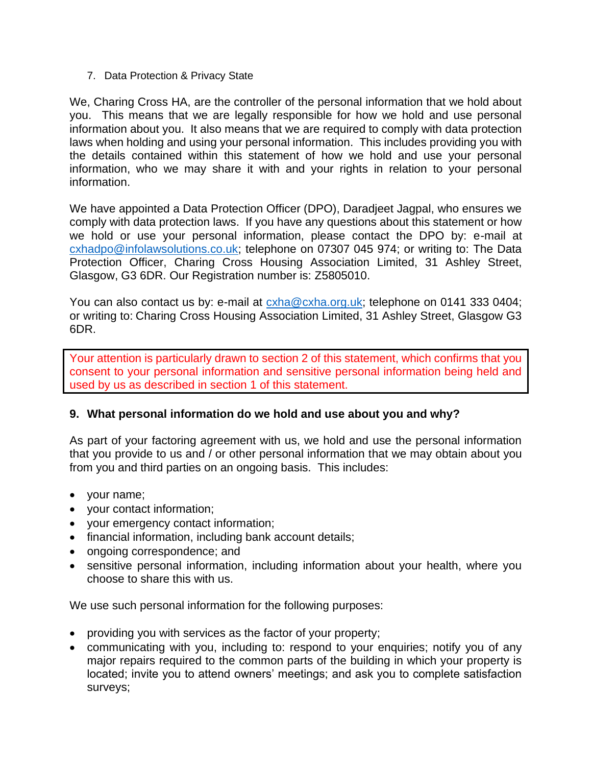7. Data Protection & Privacy State

We, Charing Cross HA, are the controller of the personal information that we hold about you. This means that we are legally responsible for how we hold and use personal information about you. It also means that we are required to comply with data protection laws when holding and using your personal information. This includes providing you with the details contained within this statement of how we hold and use your personal information, who we may share it with and your rights in relation to your personal information.

We have appointed a Data Protection Officer (DPO), Daradjeet Jagpal, who ensures we comply with data protection laws. If you have any questions about this statement or how we hold or use your personal information, please contact the DPO by: e-mail at cxhadpo@infolawsolutions.co.uk; telephone on 07307 045 974; or writing to: The Data Protection Officer, Charing Cross Housing Association Limited, 31 Ashley Street, Glasgow, G3 6DR. Our Registration number is: Z5805010.

You can also contact us by: e-mail at cxha@cxha.org.uk; telephone on 0141 333 0404; or writing to: Charing Cross Housing Association Limited, 31 Ashley Street, Glasgow G3 6DR.

Your attention is particularly drawn to section 2 of this statement, which confirms that you consent to your personal information and sensitive personal information being held and used by us as described in section 1 of this statement.

## 9. What personal information do we hold and use about you and why?

As part of your factoring agreement with us, we hold and use the personal information that you provide to us and / or other personal information that we may obtain about you from you and third parties on an ongoing basis. This includes:

- your name;
- your contact information;
- your emergency contact information;
- financial information, including bank account details;
- ongoing correspondence; and
- sensitive personal information, including information about your health, where you choose to share this with us.

We use such personal information for the following purposes:

- providing you with services as the factor of your property;
- communicating with you, including to: respond to your enquiries; notify you of any major repairs required to the common parts of the building in which your property is located; invite you to attend owners' meetings; and ask you to complete satisfaction surveys;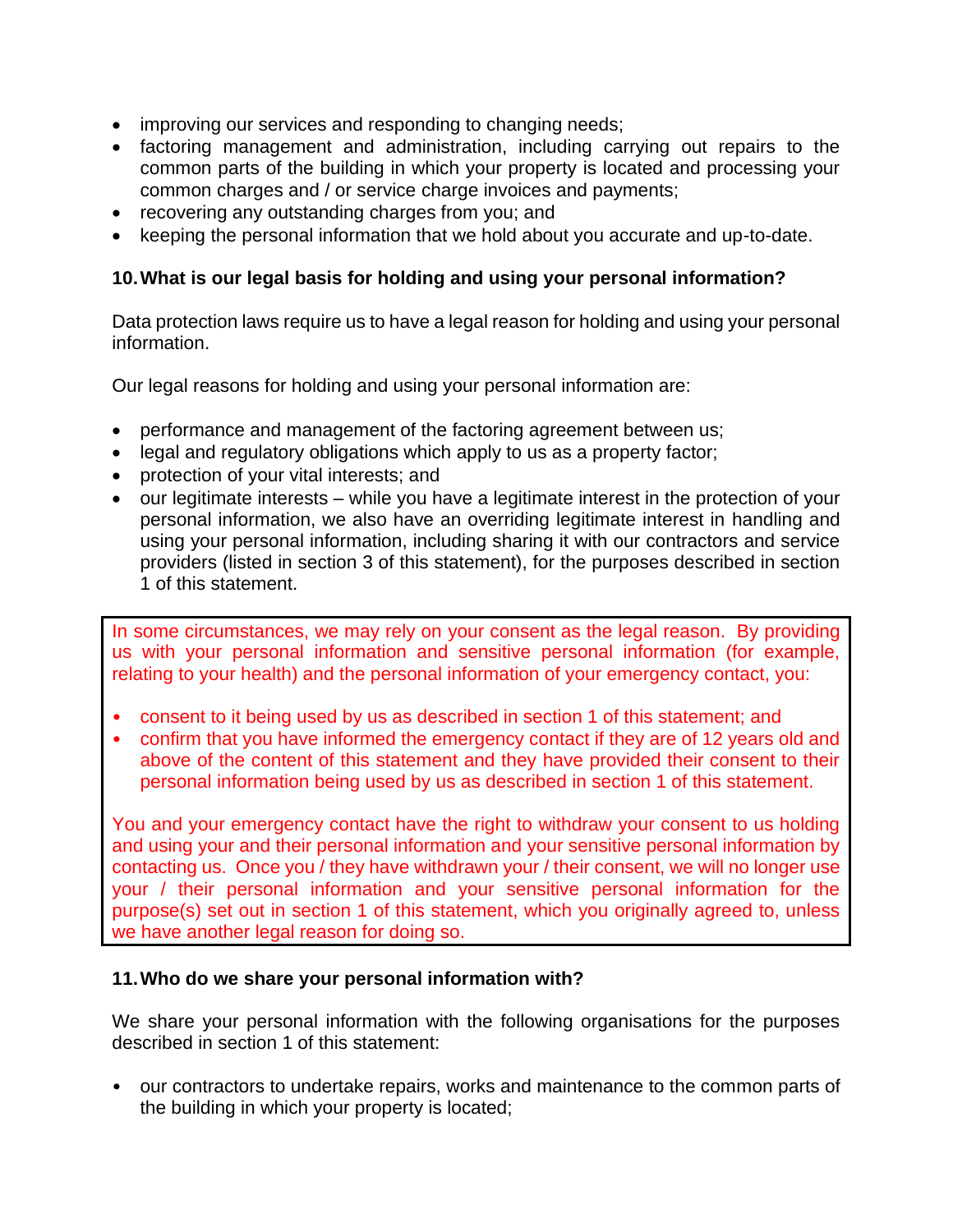- improving our services and responding to changing needs;
- factoring management and administration, including carrying out repairs to the common parts of the building in which your property is located and processing your common charges and / or service charge invoices and payments;
- recovering any outstanding charges from you; and
- keeping the personal information that we hold about you accurate and up-to-date.

## 10. What is our legal basis for holding and using your personal information?

Data protection laws require us to have a legal reason for holding and using your personal information.

Our legal reasons for holding and using your personal information are:

- performance and management of the factoring agreement between us;
- legal and regulatory obligations which apply to us as a property factor;
- protection of your vital interests; and
- our legitimate interests – while you have a legitimate interest in the protection of your personal information, we also have an overriding legitimate interest in handling and using your personal information, including sharing it with our contractors and service providers (listed in section 3 of this statement), for the purposes described in section 1 of this statement.

In some circumstances, we may rely on your consent as the legal reason. By providing us with your personal information and sensitive personal information (for example, relating to your health) and the personal information of your emergency contact, you:

- consent to it being used by us as described in section 1 of this statement; and
- confirm that you have informed the emergency contact if they are of 12 years old and above of the content of this statement and they have provided their consent to their personal information being used by us as described in section 1 of this statement.

You and your emergency contact have the right to withdraw your consent to us holding and using your and their personal information and your sensitive personal information by contacting us. Once you / they have withdrawn your / their consent, we will no longer use your / their personal information and your sensitive personal information for the purpose(s) set out in section 1 of this statement, which you originally agreed to, unless we have another legal reason for doing so.

## 11. Who do we share your personal information with?

We share your personal information with the following organisations for the purposes described in section 1 of this statement:

- our contractors to undertake repairs, works and maintenance to the common parts of the building in which your property is located;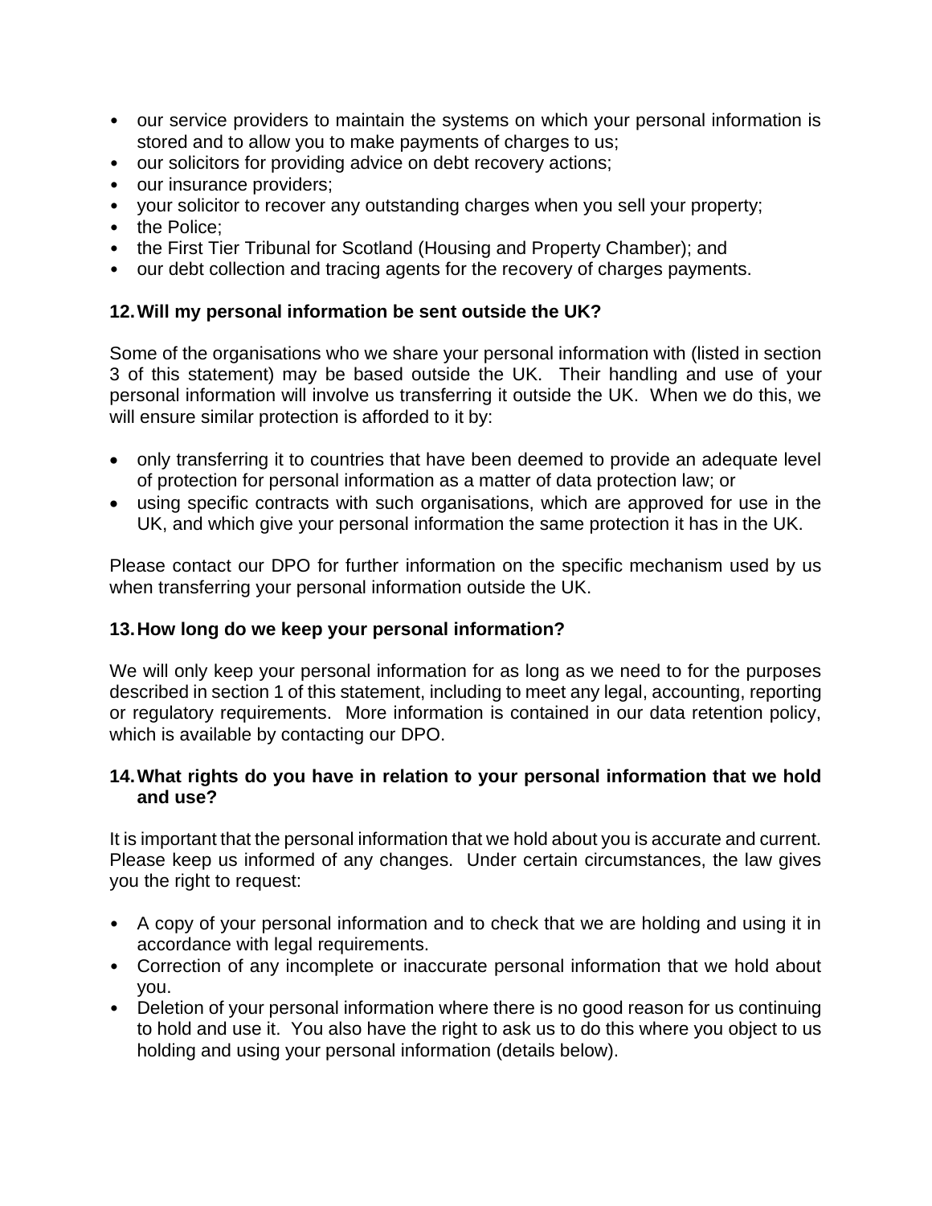- our service providers to maintain the systems on which your personal information is stored and to allow you to make payments of charges to us;
- our solicitors for providing advice on debt recovery actions;
- our insurance providers;
- your solicitor to recover any outstanding charges when you sell your property;
- the Police;
- the First Tier Tribunal for Scotland (Housing and Property Chamber); and
- our debt collection and tracing agents for the recovery of charges payments.

## 12. Will my personal information be sent outside the UK?

Some of the organisations who we share your personal information with (listed in section 3 of this statement) may be based outside the UK. Their handling and use of your personal information will involve us transferring it outside the UK. When we do this, we will ensure similar protection is afforded to it by:

- only transferring it to countries that have been deemed to provide an adequate level of protection for personal information as a matter of data protection law; or
- using specific contracts with such organisations, which are approved for use in the UK, and which give your personal information the same protection it has in the UK.

Please contact our DPO for further information on the specific mechanism used by us when transferring your personal information outside the UK.

## 13. How long do we keep your personal information?

We will only keep your personal information for as long as we need to for the purposes described in section 1 of this statement, including to meet any legal, accounting, reporting or regulatory requirements. More information is contained in our data retention policy, which is available by contacting our DPO.

## 14. What rights do you have in relation to your personal information that we hold and use?

It is important that the personal information that we hold about you is accurate and current. Please keep us informed of any changes. Under certain circumstances, the law gives you the right to request:

- A copy of your personal information and to check that we are holding and using it in accordance with legal requirements.
- Correction of any incomplete or inaccurate personal information that we hold about you.
- Deletion of your personal information where there is no good reason for us continuing to hold and use it. You also have the right to ask us to do this where you object to us holding and using your personal information (details below).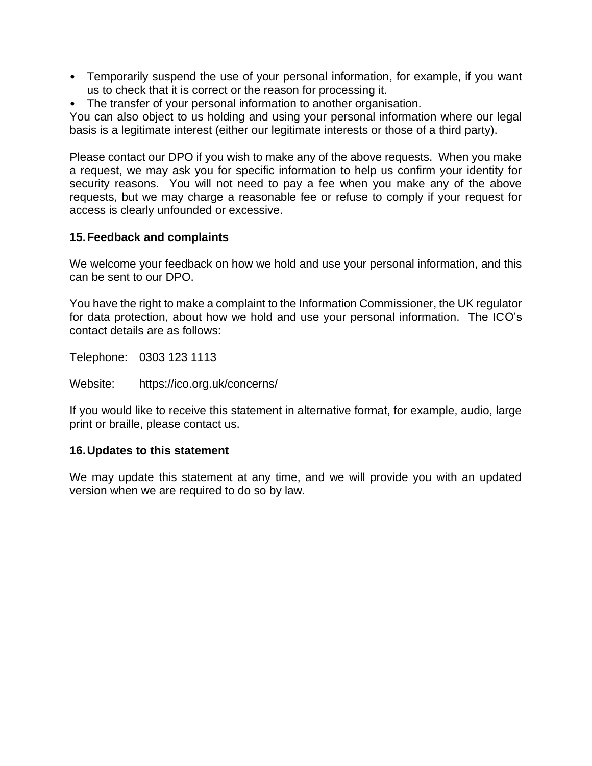- Temporarily suspend the use of your personal information, for example, if you want us to check that it is correct or the reason for processing it.
- The transfer of your personal information to another organisation.

You can also object to us holding and using your personal information where our legal basis is a legitimate interest (either our legitimate interests or those of a third party).

Please contact our DPO if you wish to make any of the above requests. When you make a request, we may ask you for specific information to help us confirm your identity for security reasons. You will not need to pay a fee when you make any of the above requests, but we may charge a reasonable fee or refuse to comply if your request for access is clearly unfounded or excessive.

### 15. Feedback and complaints

We welcome your feedback on how we hold and use your personal information, and this can be sent to our DPO.

You have the right to make a complaint to the Information Commissioner, the UK regulator for data protection, about how we hold and use your personal information. The ICO's contact details are as follows:

Telephone: 0303 123 1113

Website: https://ico.org.uk/concerns/

If you would like to receive this statement in alternative format, for example, audio, large print or braille, please contact us.

### 16. Updates to this statement

We may update this statement at any time, and we will provide you with an updated version when we are required to do so by law.